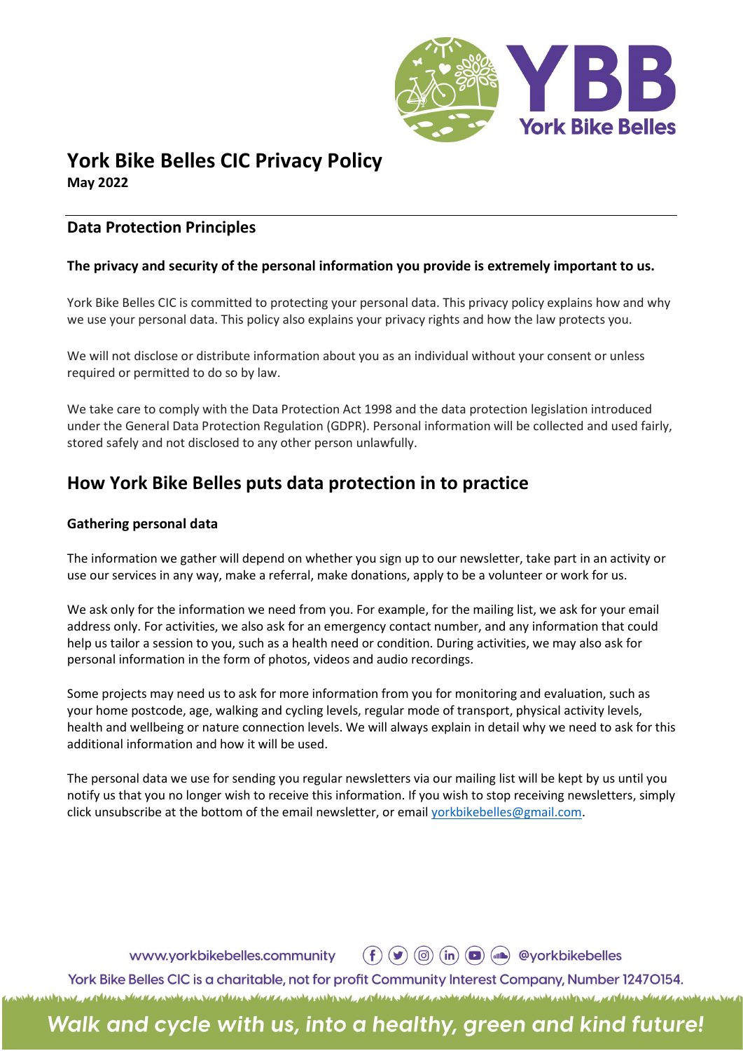# York Bike Belles CIC Privacy Policy

**May 2022**

## Data Protection Principles

**The privacy and security of the personal information you provide is extremely important to us.**

York Bike Belles CIC is committed to protecting your personal data. This privacy policy explains how and why we use your personal data. This policy also explains your privacy rights and how the law protects you.

We will not disclose or distribute information about you as an individual without your consent or unless required or permitted to do so by law.

We take care to comply with the Data Protection Act 1998 and the data protection legislation introduced under the General Data Protection Regulation (GDPR). Personal information will be collected and used fairly, stored safely and not disclosed to any other person unlawfully.

## How York Bike Belles puts data protection in to practice

### Gathering personal data

The information we gather will depend on whether you sign up to our newsletter, take part in an activity or use our services in any way, make a referral, make donations, apply to be a volunteer or work for us.

We ask only for the information we need from you. For example, for the mailing list, we ask for your email address only. For activities, we also ask for an emergency contact number, and any information that could help us tailor a session to you, such as a health need or condition. During activities, we may also ask for personal information in the form of photos, videos and audio recordings.

Some projects may need us to ask for more information from you for monitoring and evaluation, such as your home postcode, age, walking and cycling levels, regular mode of transport, physical activity levels, health and wellbeing or nature connection levels. We will always explain in detail why we need to ask for this additional information and how it will be used.

The personal data we use for sending you regular newsletters via our mailing list will be kept by us until you notify us that you no longer wish to receive this information. If you wish to stop receiving newsletters, simply click unsubscribe at the bottom of the email newsletter, or email yorkbikebelles@gmail.com.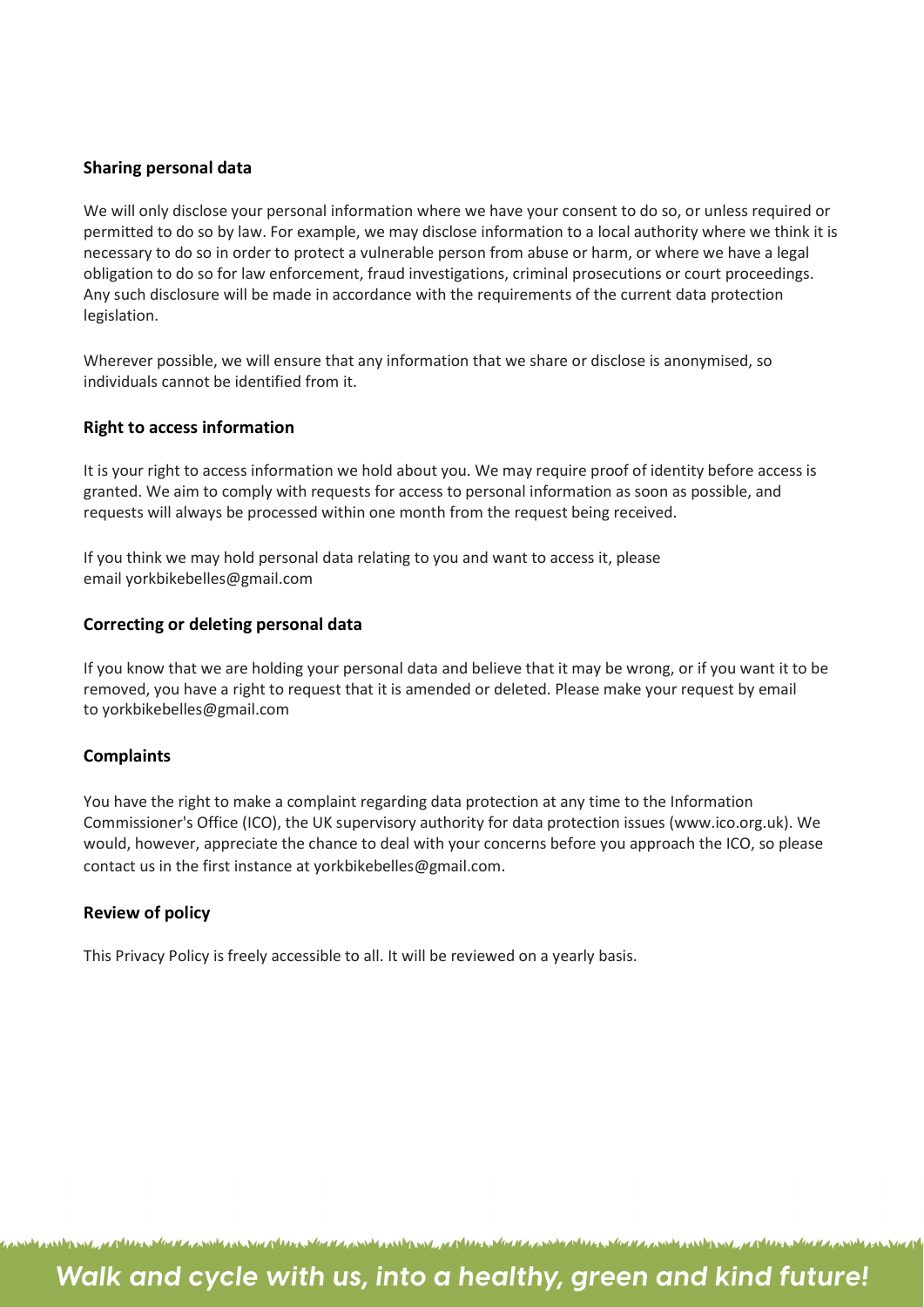**Sharing personal data**

We will only disclose your personal information where we have your consent to do so, or unless required or permitted to do so by law. For example, we may disclose information to a local authority where we think it is necessary to do so in order to protect a vulnerable person from abuse or harm, or where we have a legal obligation to do so for law enforcement, fraud investigations, criminal prosecutions or court proceedings. Any such disclosure will be made in accordance with the requirements of the current data protection legislation.

Wherever possible, we will ensure that any information that we share or disclose is anonymised, so individuals cannot be identified from it.

**Right to access information**

It is your right to access information we hold about you. We may require proof of identity before access is granted. We aim to comply with requests for access to personal information as soon as possible, and requests will always be processed within one month from the request being received.

If you think we may hold personal data relating to you and want to access it, please email yorkbikebelles@gmail.com

**Correcting or deleting personal data**

If you know that we are holding your personal data and believe that it may be wrong, or if you want it to be removed, you have a right to request that it is amended or deleted. Please make your request by email to yorkbikebelles@gmail.com

**Complaints**

You have the right to make a complaint regarding data protection at any time to the Information Commissioner's Office (ICO), the UK supervisory authority for data protection issues (www.ico.org.uk). We would, however, appreciate the chance to deal with your concerns before you approach the ICO, so please contact us in the first instance at yorkbikebelles@gmail.com.

**Review of policy**

This Privacy Policy is freely accessible to all. It will be reviewed on a yearly basis.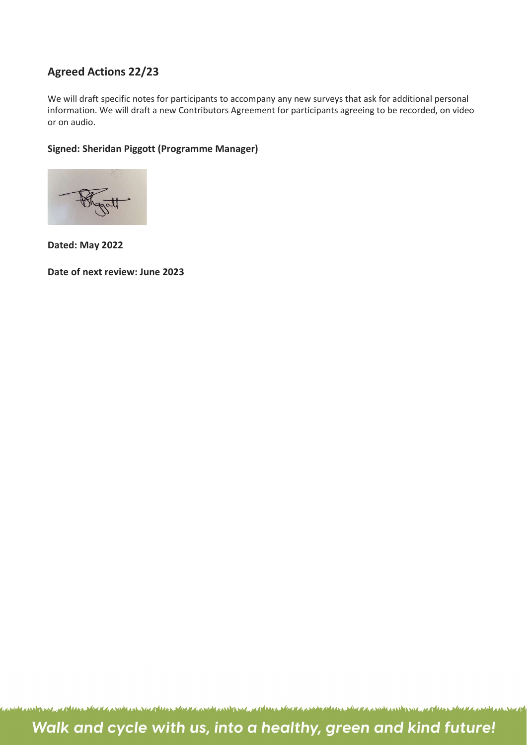## Agreed Actions 22/23

We will draft specific notes for participants to accompany any new surveys that ask for additional personal information. We will draft a new Contributors Agreement for participants agreeing to be recorded, on video or on audio.

**Signed: Sheridan Piggott (Programme Manager)**

**Dated: May 2022**

**Date of next review: June 2023**

*Walk and cycle with us, into a healthy, green and kind future!*